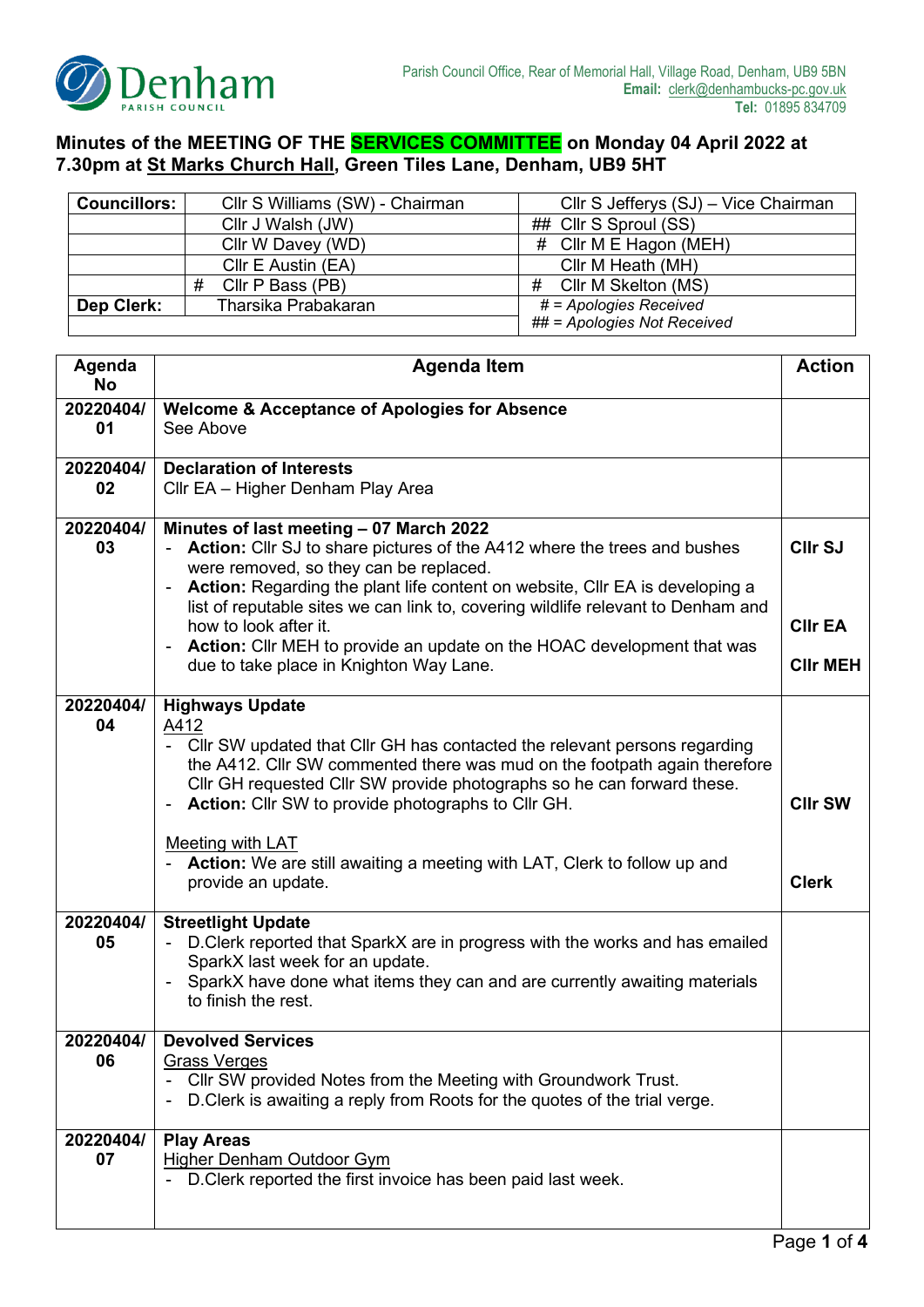Parish Council Office, Rear of Memorial Hall, Village Road, Denham, UB9 5BN
**Email:** clerk@denhambucks-pc.gov.uk
**Tel:** 01895 834709

# Minutes of the MEETING OF THE SERVICES COMMITTEE on Monday 04 April 2022 at 7.30pm at St Marks Church Hall, Green Tiles Lane, Denham, UB9 5HT

| **Councillors:** | Cllr S Williams (SW) - Chairman | Cllr S Jefferys (SJ) – Vice Chairman |
|---|---|---|
| | Cllr J Walsh (JW) | ## Cllr S Sproul (SS) |
| | Cllr W Davey (WD) | # Cllr M E Hagon (MEH) |
| | Cllr E Austin (EA) | Cllr M Heath (MH) |
| | # Cllr P Bass (PB) | # Cllr M Skelton (MS) |
| **Dep Clerk:** | Tharsika Prabakaran | *# = Apologies Received*<br>*## = Apologies Not Received* |

| Agenda No | Agenda Item | Action |
|---|---|---|
| 20220404/01 | **Welcome & Acceptance of Apologies for Absence**<br>See Above | |
| 20220404/02 | **Declaration of Interests**<br>Cllr EA – Higher Denham Play Area | |
| 20220404/03 | **Minutes of last meeting – 07 March 2022**<br>- **Action:** Cllr SJ to share pictures of the A412 where the trees and bushes were removed, so they can be replaced.<br>- **Action:** Regarding the plant life content on website, Cllr EA is developing a list of reputable sites we can link to, covering wildlife relevant to Denham and how to look after it.<br>- **Action:** Cllr MEH to provide an update on the HOAC development that was due to take place in Knighton Way Lane. | **Cllr SJ**<br>**Cllr EA**<br>**Cllr MEH** |
| 20220404/04 | **Highways Update**<br>A412<br>- Cllr SW updated that Cllr GH has contacted the relevant persons regarding the A412. Cllr SW commented there was mud on the footpath again therefore Cllr GH requested Cllr SW provide photographs so he can forward these.<br>- **Action:** Cllr SW to provide photographs to Cllr GH.<br><br>Meeting with LAT<br>- **Action:** We are still awaiting a meeting with LAT, Clerk to follow up and provide an update. | **Cllr SW**<br>**Clerk** |
| 20220404/05 | **Streetlight Update**<br>- D.Clerk reported that SparkX are in progress with the works and has emailed SparkX last week for an update.<br>- SparkX have done what items they can and are currently awaiting materials to finish the rest. | |
| 20220404/06 | **Devolved Services**<br>Grass Verges<br>- Cllr SW provided Notes from the Meeting with Groundwork Trust.<br>- D.Clerk is awaiting a reply from Roots for the quotes of the trial verge. | |
| 20220404/07 | **Play Areas**<br>Higher Denham Outdoor Gym<br>- D.Clerk reported the first invoice has been paid last week. | |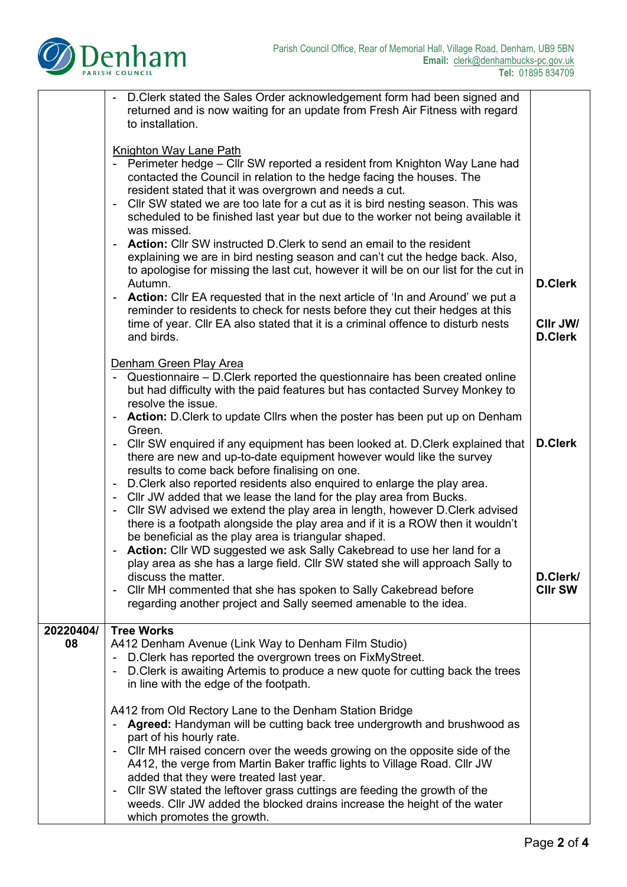| | | |
|---|---|---|
| | - D.Clerk stated the Sales Order acknowledgement form had been signed and returned and is now waiting for an update from Fresh Air Fitness with regard to installation.<br><br>Knighton Way Lane Path<br>- Perimeter hedge – Cllr SW reported a resident from Knighton Way Lane had contacted the Council in relation to the hedge facing the houses. The resident stated that it was overgrown and needs a cut.<br>- Cllr SW stated we are too late for a cut as it is bird nesting season. This was scheduled to be finished last year but due to the worker not being available it was missed.<br>- **Action:** Cllr SW instructed D.Clerk to send an email to the resident explaining we are in bird nesting season and can't cut the hedge back. Also, to apologise for missing the last cut, however it will be on our list for the cut in Autumn.<br>- **Action:** Cllr EA requested that in the next article of 'In and Around' we put a reminder to residents to check for nests before they cut their hedges at this time of year. Cllr EA also stated that it is a criminal offence to disturb nests and birds.<br><br>Denham Green Play Area<br>- Questionnaire – D.Clerk reported the questionnaire has been created online but had difficulty with the paid features but has contacted Survey Monkey to resolve the issue.<br>- **Action:** D.Clerk to update Cllrs when the poster has been put up on Denham Green.<br>- Cllr SW enquired if any equipment has been looked at. D.Clerk explained that there are new and up-to-date equipment however would like the survey results to come back before finalising on one.<br>- D.Clerk also reported residents also enquired to enlarge the play area.<br>- Cllr JW added that we lease the land for the play area from Bucks.<br>- Cllr SW advised we extend the play area in length, however D.Clerk advised there is a footpath alongside the play area and if it is a ROW then it wouldn't be beneficial as the play area is triangular shaped.<br>- **Action:** Cllr WD suggested we ask Sally Cakebread to use her land for a play area as she has a large field. Cllr SW stated she will approach Sally to discuss the matter.<br>- Cllr MH commented that she has spoken to Sally Cakebread before regarding another project and Sally seemed amenable to the idea. | **D.Clerk**<br><br>**Cllr JW/ D.Clerk**<br><br>**D.Clerk**<br><br>**D.Clerk/ Cllr SW** |
| **20220404/ 08** | **Tree Works**<br>A412 Denham Avenue (Link Way to Denham Film Studio)<br>- D.Clerk has reported the overgrown trees on FixMyStreet.<br>- D.Clerk is awaiting Artemis to produce a new quote for cutting back the trees in line with the edge of the footpath.<br><br>A412 from Old Rectory Lane to the Denham Station Bridge<br>- **Agreed:** Handyman will be cutting back tree undergrowth and brushwood as part of his hourly rate.<br>- Cllr MH raised concern over the weeds growing on the opposite side of the A412, the verge from Martin Baker traffic lights to Village Road. Cllr JW added that they were treated last year.<br>- Cllr SW stated the leftover grass cuttings are feeding the growth of the weeds. Cllr JW added the blocked drains increase the height of the water which promotes the growth. | |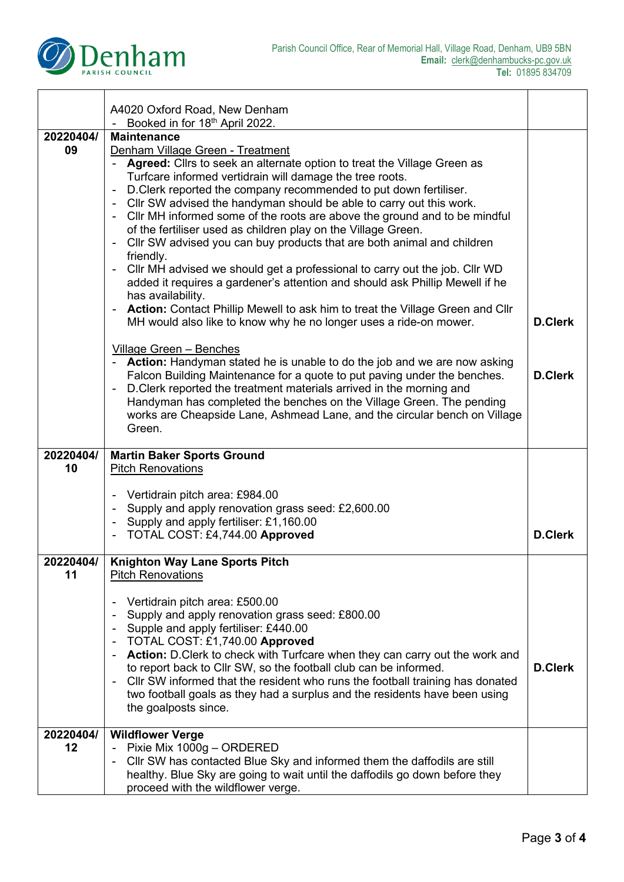| | | |
|---|---|---|
| | A4020 Oxford Road, New Denham<br>- Booked in for 18th April 2022. | |
| 20220404/09 | **Maintenance**<br>Denham Village Green - Treatment<br>- **Agreed:** Cllrs to seek an alternate option to treat the Village Green as Turfcare informed vertidrain will damage the tree roots.<br>- D.Clerk reported the company recommended to put down fertiliser.<br>- Cllr SW advised the handyman should be able to carry out this work.<br>- Cllr MH informed some of the roots are above the ground and to be mindful of the fertiliser used as children play on the Village Green.<br>- Cllr SW advised you can buy products that are both animal and children friendly.<br>- Cllr MH advised we should get a professional to carry out the job. Cllr WD added it requires a gardener's attention and should ask Phillip Mewell if he has availability.<br>- **Action:** Contact Phillip Mewell to ask him to treat the Village Green and Cllr MH would also like to know why he no longer uses a ride-on mower.<br><br>Village Green – Benches<br>- **Action:** Handyman stated he is unable to do the job and we are now asking Falcon Building Maintenance for a quote to put paving under the benches.<br>- D.Clerk reported the treatment materials arrived in the morning and Handyman has completed the benches on the Village Green. The pending works are Cheapside Lane, Ashmead Lane, and the circular bench on Village Green. | **D.Clerk**<br><br>**D.Clerk** |
| 20220404/10 | **Martin Baker Sports Ground**<br>Pitch Renovations<br><br>- Vertidrain pitch area: £984.00<br>- Supply and apply renovation grass seed: £2,600.00<br>- Supply and apply fertiliser: £1,160.00<br>- TOTAL COST: £4,744.00 **Approved** | **D.Clerk** |
| 20220404/11 | **Knighton Way Lane Sports Pitch**<br>Pitch Renovations<br><br>- Vertidrain pitch area: £500.00<br>- Supply and apply renovation grass seed: £800.00<br>- Supple and apply fertiliser: £440.00<br>- TOTAL COST: £1,740.00 **Approved**<br>- **Action:** D.Clerk to check with Turfcare when they can carry out the work and to report back to Cllr SW, so the football club can be informed.<br>- Cllr SW informed that the resident who runs the football training has donated two football goals as they had a surplus and the residents have been using the goalposts since. | **D.Clerk** |
| 20220404/12 | **Wildflower Verge**<br>- Pixie Mix 1000g – ORDERED<br>- Cllr SW has contacted Blue Sky and informed them the daffodils are still healthy. Blue Sky are going to wait until the daffodils go down before they proceed with the wildflower verge. | |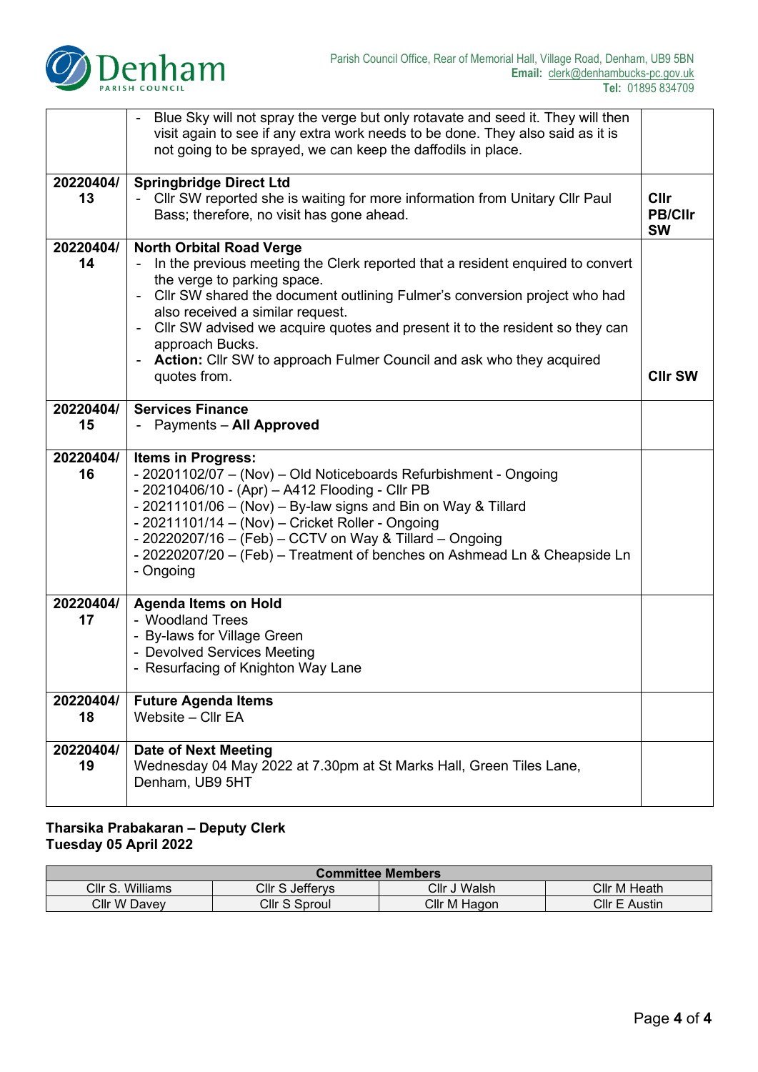| | | |
|---|---|---|
| | - Blue Sky will not spray the verge but only rotavate and seed it. They will then visit again to see if any extra work needs to be done. They also said as it is not going to be sprayed, we can keep the daffodils in place. | |
| 20220404/ 13 | **Springbridge Direct Ltd**<br>- Cllr SW reported she is waiting for more information from Unitary Cllr Paul Bass; therefore, no visit has gone ahead. | **Cllr PB/Cllr SW** |
| 20220404/ 14 | **North Orbital Road Verge**<br>- In the previous meeting the Clerk reported that a resident enquired to convert the verge to parking space.<br>- Cllr SW shared the document outlining Fulmer's conversion project who had also received a similar request.<br>- Cllr SW advised we acquire quotes and present it to the resident so they can approach Bucks.<br>- **Action:** Cllr SW to approach Fulmer Council and ask who they acquired quotes from. | **Cllr SW** |
| 20220404/ 15 | **Services Finance**<br>- Payments – **All Approved** | |
| 20220404/ 16 | **Items in Progress:**<br>- 20201102/07 – (Nov) – Old Noticeboards Refurbishment - Ongoing<br>- 20210406/10 - (Apr) – A412 Flooding - Cllr PB<br>- 20211101/06 – (Nov) – By-law signs and Bin on Way & Tillard<br>- 20211101/14 – (Nov) – Cricket Roller - Ongoing<br>- 20220207/16 – (Feb) – CCTV on Way & Tillard – Ongoing<br>- 20220207/20 – (Feb) – Treatment of benches on Ashmead Ln & Cheapside Ln - Ongoing | |
| 20220404/ 17 | **Agenda Items on Hold**<br>- Woodland Trees<br>- By-laws for Village Green<br>- Devolved Services Meeting<br>- Resurfacing of Knighton Way Lane | |
| 20220404/ 18 | **Future Agenda Items**<br>Website – Cllr EA | |
| 20220404/ 19 | **Date of Next Meeting**<br>Wednesday 04 May 2022 at 7.30pm at St Marks Hall, Green Tiles Lane, Denham, UB9 5HT | |

**Tharsika Prabakaran – Deputy Clerk**
**Tuesday 05 April 2022**

| Committee Members | | | |
|---|---|---|---|
| Cllr S. Williams | Cllr S Jefferys | Cllr J Walsh | Cllr M Heath |
| Cllr W Davey | Cllr S Sproul | Cllr M Hagon | Cllr E Austin |